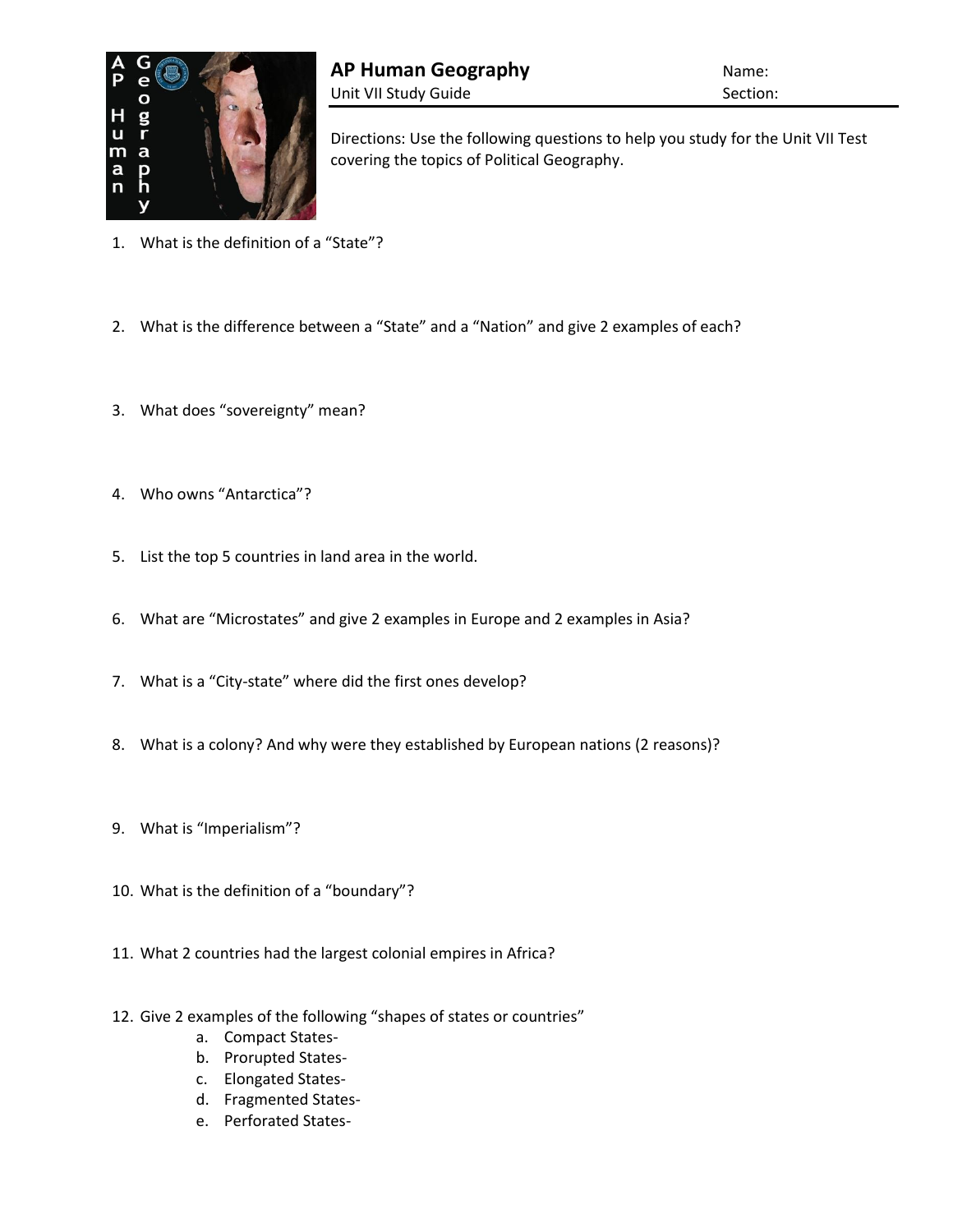# AP Human Geography

Unit VII Study Guide

Name:

Section:

Directions: Use the following questions to help you study for the Unit VII Test covering the topics of Political Geography.

1. What is the definition of a "State"?

2. What is the difference between a "State" and a "Nation" and give 2 examples of each?

3. What does "sovereignty" mean?

4. Who owns "Antarctica"?

5. List the top 5 countries in land area in the world.

6. What are "Microstates" and give 2 examples in Europe and 2 examples in Asia?

7. What is a "City-state" where did the first ones develop?

8. What is a colony? And why were they established by European nations (2 reasons)?

9. What is "Imperialism"?

10. What is the definition of a "boundary"?

11. What 2 countries had the largest colonial empires in Africa?

12. Give 2 examples of the following "shapes of states or countries"
    a. Compact States-
    b. Prorupted States-
    c. Elongated States-
    d. Fragmented States-
    e. Perforated States-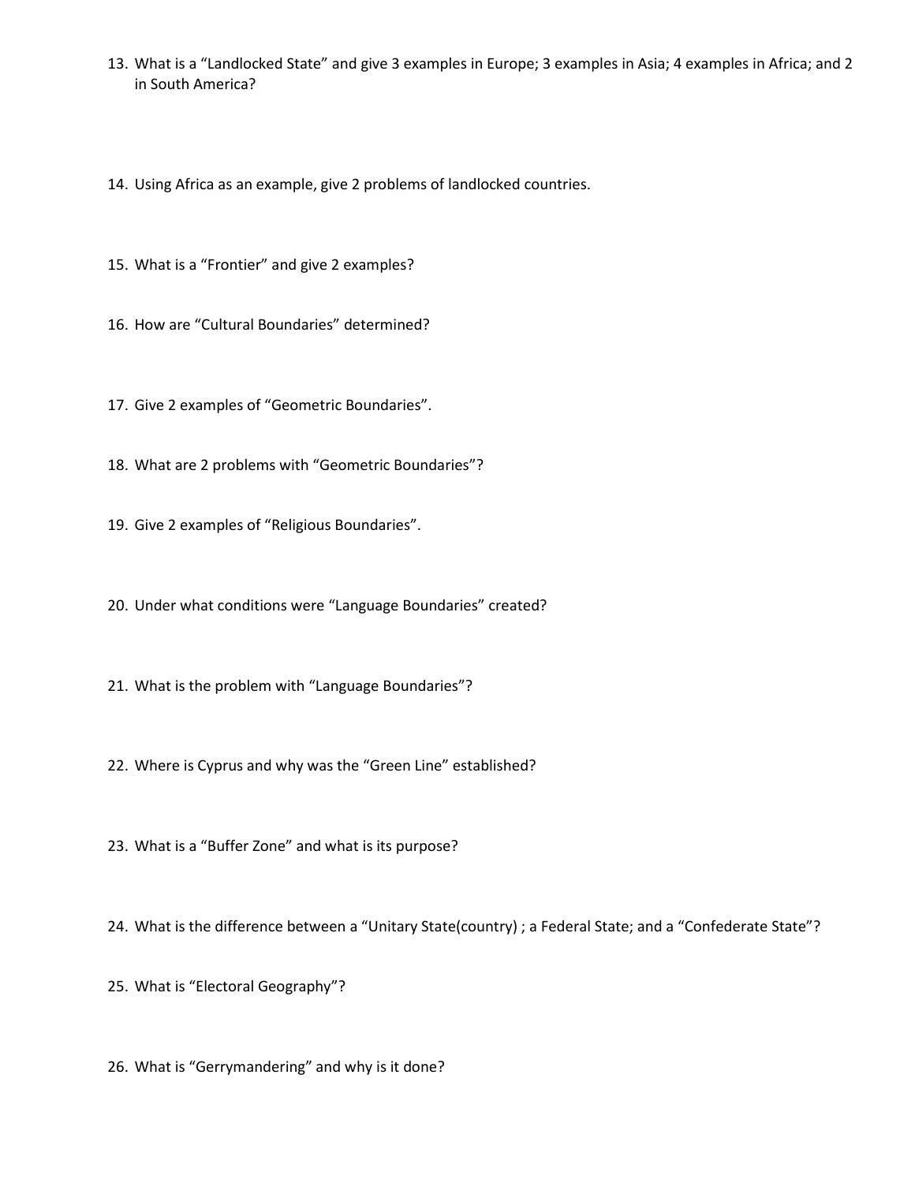13. What is a "Landlocked State" and give 3 examples in Europe; 3 examples in Asia; 4 examples in Africa; and 2 in South America?

14. Using Africa as an example, give 2 problems of landlocked countries.

15. What is a "Frontier" and give 2 examples?

16. How are "Cultural Boundaries" determined?

17. Give 2 examples of "Geometric Boundaries".

18. What are 2 problems with "Geometric Boundaries"?

19. Give 2 examples of "Religious Boundaries".

20. Under what conditions were "Language Boundaries" created?

21. What is the problem with "Language Boundaries"?

22. Where is Cyprus and why was the "Green Line" established?

23. What is a "Buffer Zone" and what is its purpose?

24. What is the difference between a "Unitary State(country) ; a Federal State; and a "Confederate State"?

25. What is "Electoral Geography"?

26. What is "Gerrymandering" and why is it done?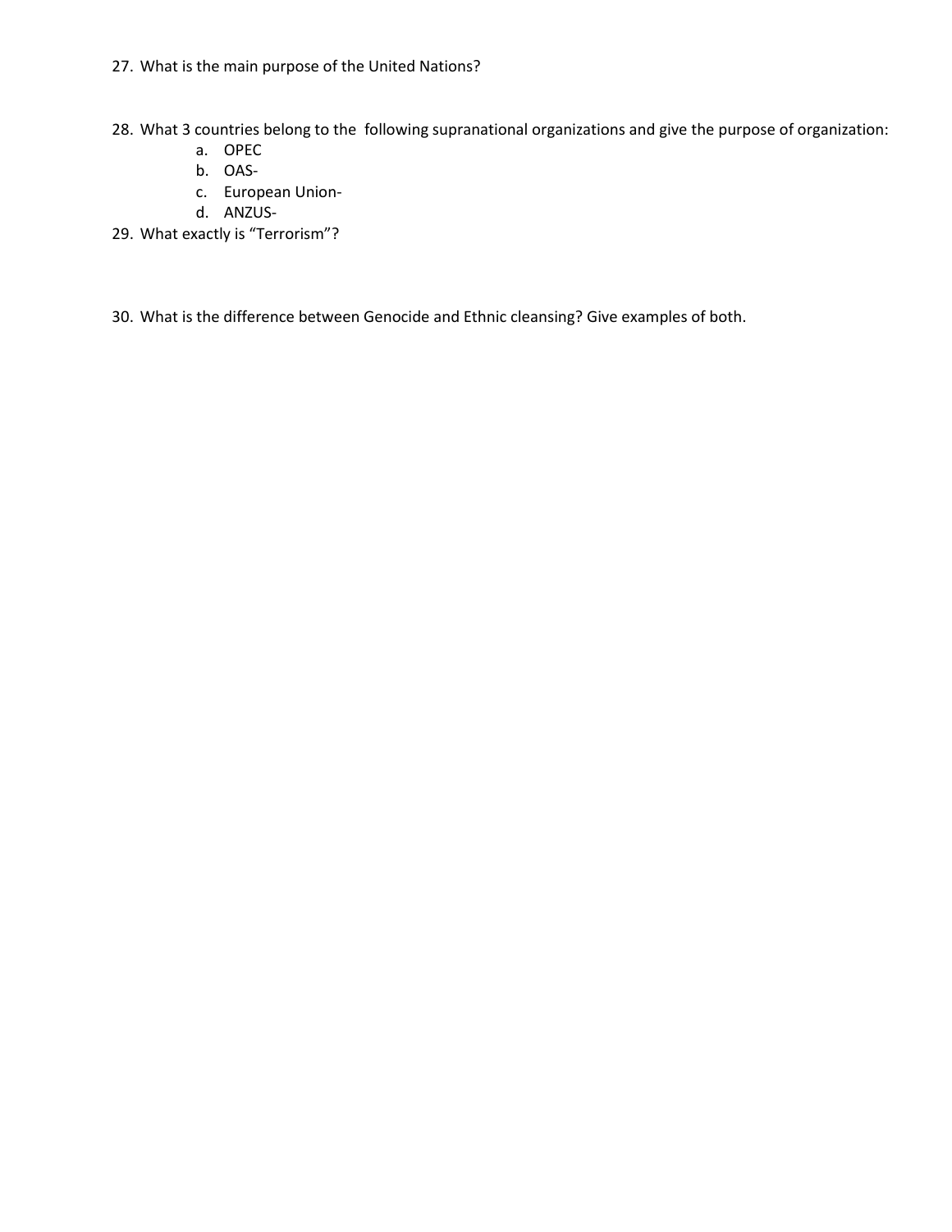27. What is the main purpose of the United Nations?

28. What 3 countries belong to the following supranational organizations and give the purpose of organization:
    a. OPEC
    b. OAS-
    c. European Union-
    d. ANZUS-

29. What exactly is "Terrorism"?

30. What is the difference between Genocide and Ethnic cleansing? Give examples of both.